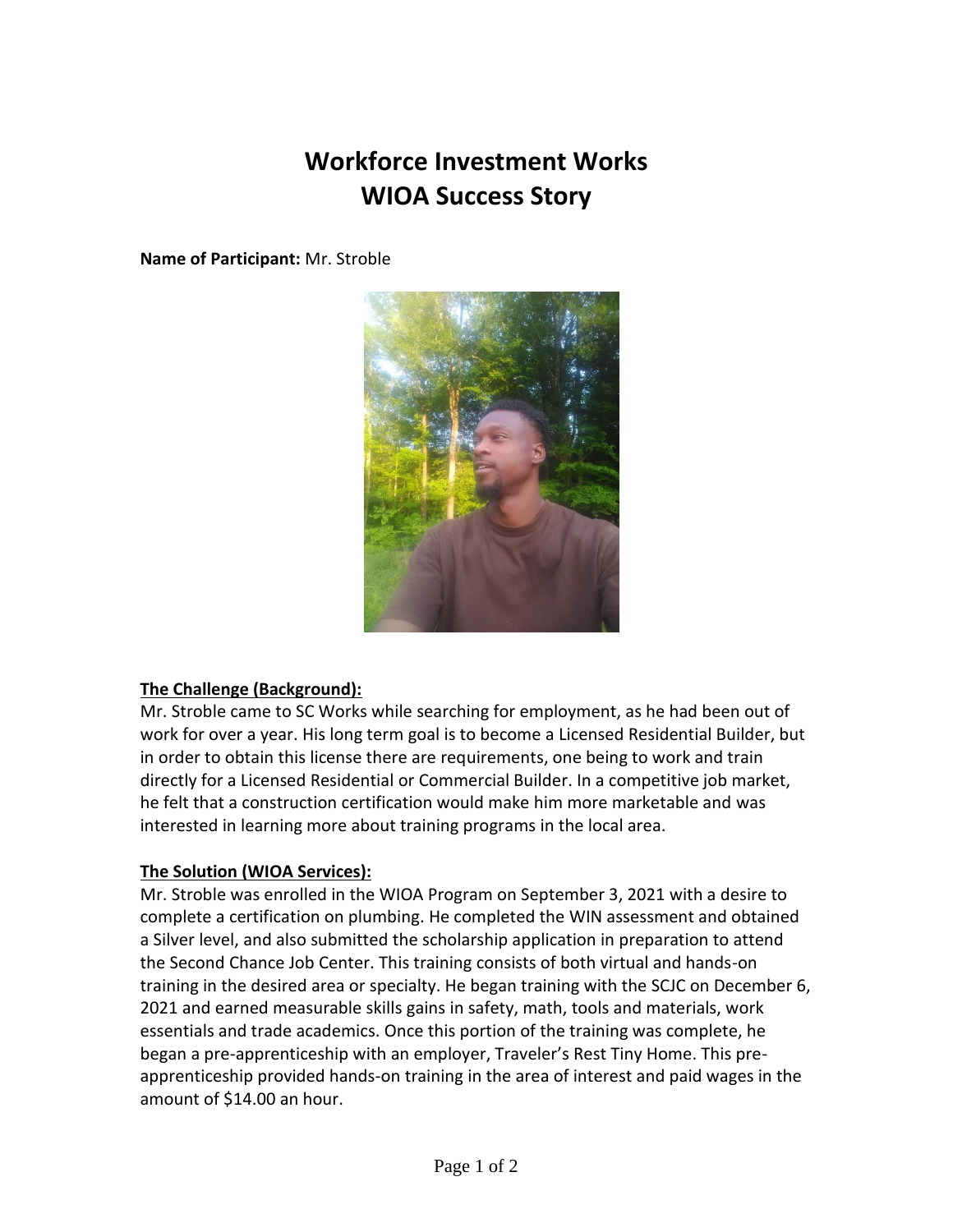# Workforce Investment Works
# WIOA Success Story

**Name of Participant:** Mr. Stroble

**The Challenge (Background):**

Mr. Stroble came to SC Works while searching for employment, as he had been out of work for over a year. His long term goal is to become a Licensed Residential Builder, but in order to obtain this license there are requirements, one being to work and train directly for a Licensed Residential or Commercial Builder. In a competitive job market, he felt that a construction certification would make him more marketable and was interested in learning more about training programs in the local area.

**The Solution (WIOA Services):**

Mr. Stroble was enrolled in the WIOA Program on September 3, 2021 with a desire to complete a certification on plumbing. He completed the WIN assessment and obtained a Silver level, and also submitted the scholarship application in preparation to attend the Second Chance Job Center. This training consists of both virtual and hands-on training in the desired area or specialty. He began training with the SCJC on December 6, 2021 and earned measurable skills gains in safety, math, tools and materials, work essentials and trade academics. Once this portion of the training was complete, he began a pre-apprenticeship with an employer, Traveler's Rest Tiny Home. This pre-apprenticeship provided hands-on training in the area of interest and paid wages in the amount of $14.00 an hour.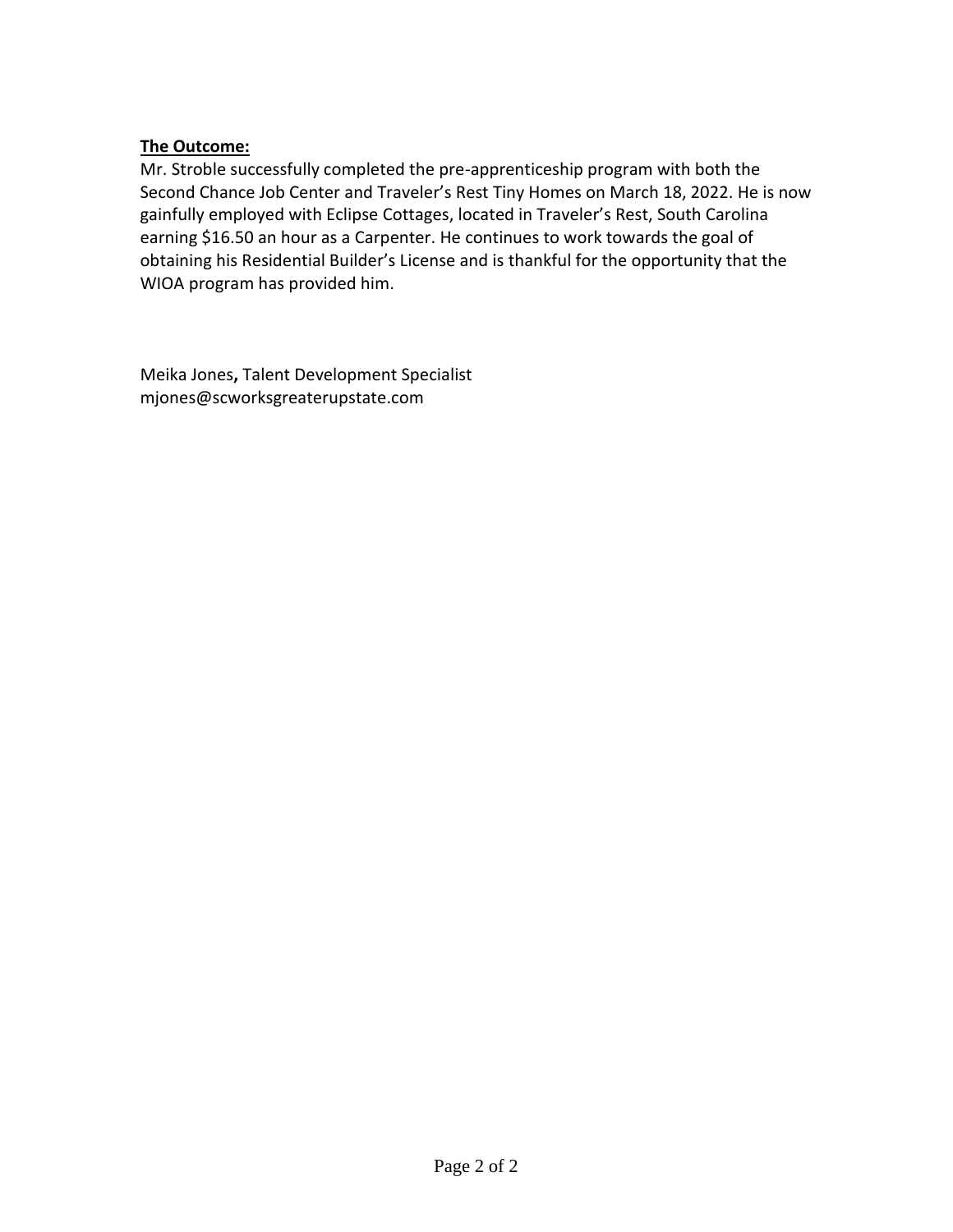**The Outcome:**

Mr. Stroble successfully completed the pre-apprenticeship program with both the Second Chance Job Center and Traveler's Rest Tiny Homes on March 18, 2022. He is now gainfully employed with Eclipse Cottages, located in Traveler's Rest, South Carolina earning $16.50 an hour as a Carpenter. He continues to work towards the goal of obtaining his Residential Builder's License and is thankful for the opportunity that the WIOA program has provided him.

Meika Jones, Talent Development Specialist
mjones@scworksgreaterupstate.com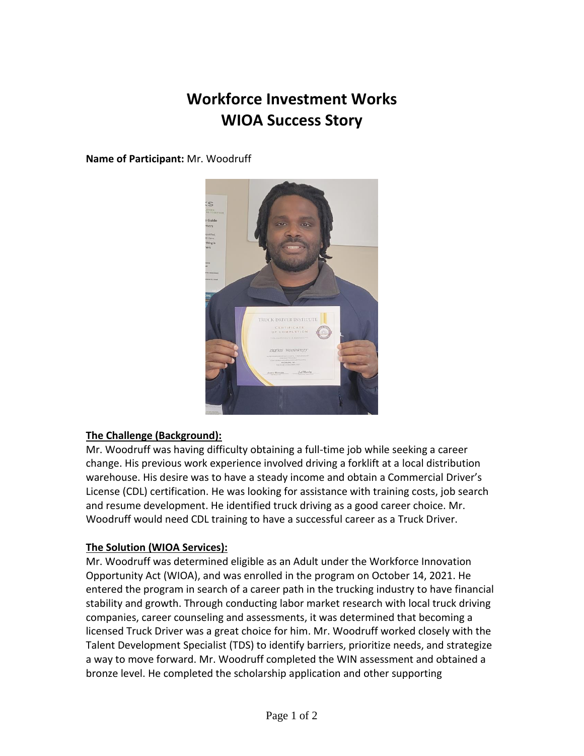# Workforce Investment Works
# WIOA Success Story

**Name of Participant:** Mr. Woodruff

**The Challenge (Background):**

Mr. Woodruff was having difficulty obtaining a full-time job while seeking a career change. His previous work experience involved driving a forklift at a local distribution warehouse. His desire was to have a steady income and obtain a Commercial Driver's License (CDL) certification. He was looking for assistance with training costs, job search and resume development. He identified truck driving as a good career choice. Mr. Woodruff would need CDL training to have a successful career as a Truck Driver.

**The Solution (WIOA Services):**

Mr. Woodruff was determined eligible as an Adult under the Workforce Innovation Opportunity Act (WIOA), and was enrolled in the program on October 14, 2021. He entered the program in search of a career path in the trucking industry to have financial stability and growth. Through conducting labor market research with local truck driving companies, career counseling and assessments, it was determined that becoming a licensed Truck Driver was a great choice for him. Mr. Woodruff worked closely with the Talent Development Specialist (TDS) to identify barriers, prioritize needs, and strategize a way to move forward. Mr. Woodruff completed the WIN assessment and obtained a bronze level. He completed the scholarship application and other supporting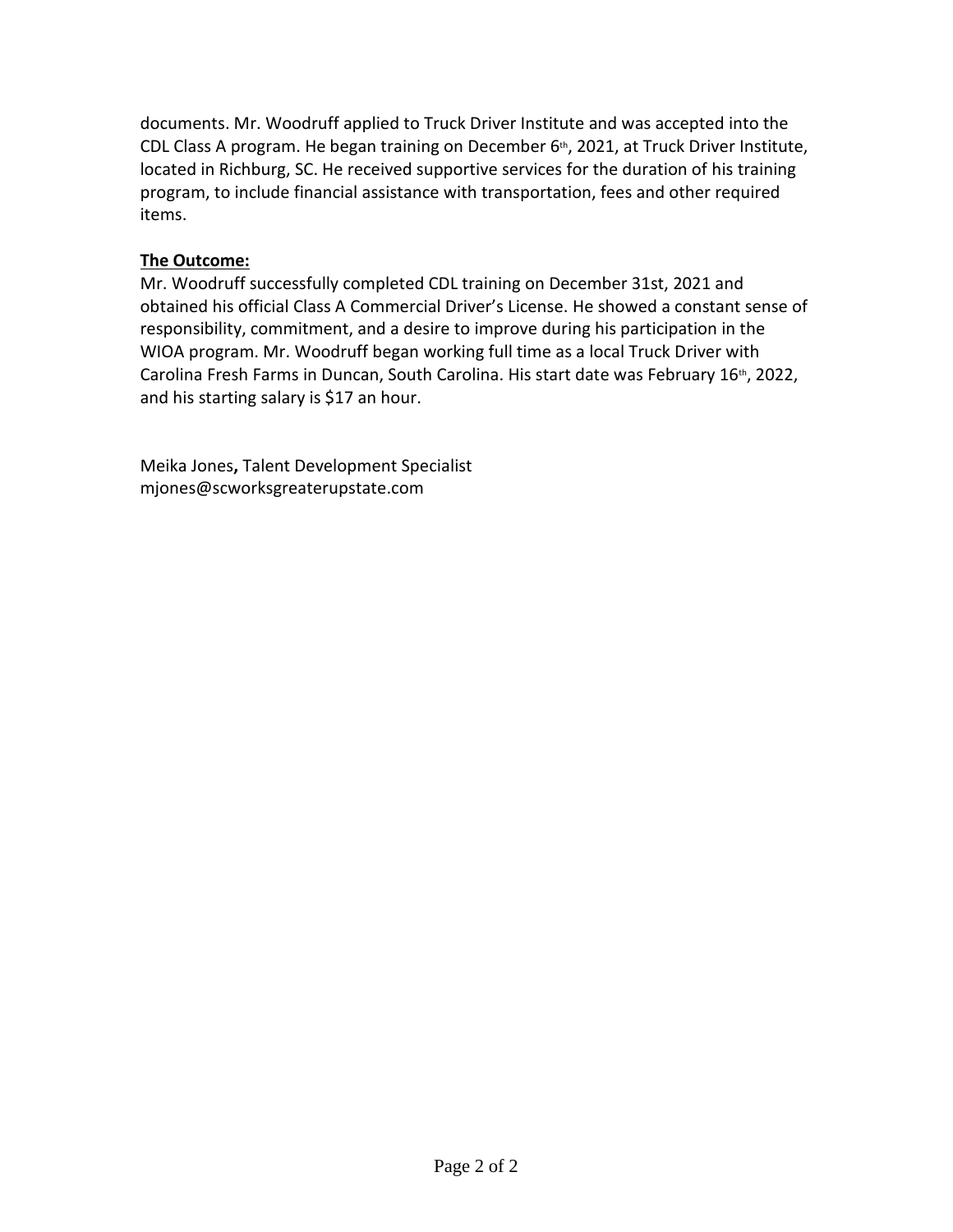documents. Mr. Woodruff applied to Truck Driver Institute and was accepted into the CDL Class A program. He began training on December 6th, 2021, at Truck Driver Institute, located in Richburg, SC. He received supportive services for the duration of his training program, to include financial assistance with transportation, fees and other required items.

**The Outcome:**

Mr. Woodruff successfully completed CDL training on December 31st, 2021 and obtained his official Class A Commercial Driver's License. He showed a constant sense of responsibility, commitment, and a desire to improve during his participation in the WIOA program. Mr. Woodruff began working full time as a local Truck Driver with Carolina Fresh Farms in Duncan, South Carolina. His start date was February 16th, 2022, and his starting salary is $17 an hour.

Meika Jones**,** Talent Development Specialist
mjones@scworksgreaterupstate.com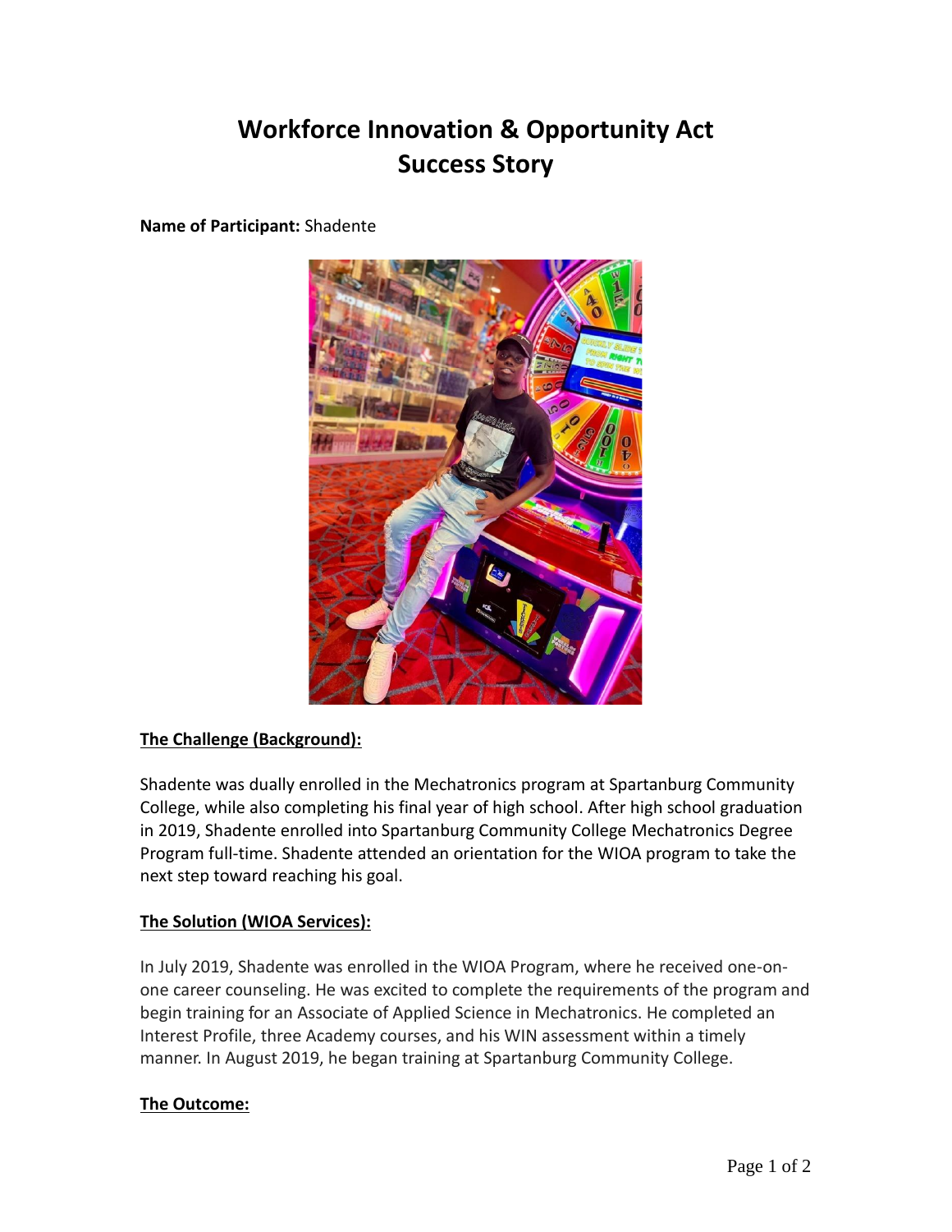# Workforce Innovation & Opportunity Act Success Story

**Name of Participant:** Shadente

**The Challenge (Background):**

Shadente was dually enrolled in the Mechatronics program at Spartanburg Community College, while also completing his final year of high school. After high school graduation in 2019, Shadente enrolled into Spartanburg Community College Mechatronics Degree Program full-time. Shadente attended an orientation for the WIOA program to take the next step toward reaching his goal.

**The Solution (WIOA Services):**

In July 2019, Shadente was enrolled in the WIOA Program, where he received one-on-one career counseling. He was excited to complete the requirements of the program and begin training for an Associate of Applied Science in Mechatronics. He completed an Interest Profile, three Academy courses, and his WIN assessment within a timely manner. In August 2019, he began training at Spartanburg Community College.

**The Outcome:**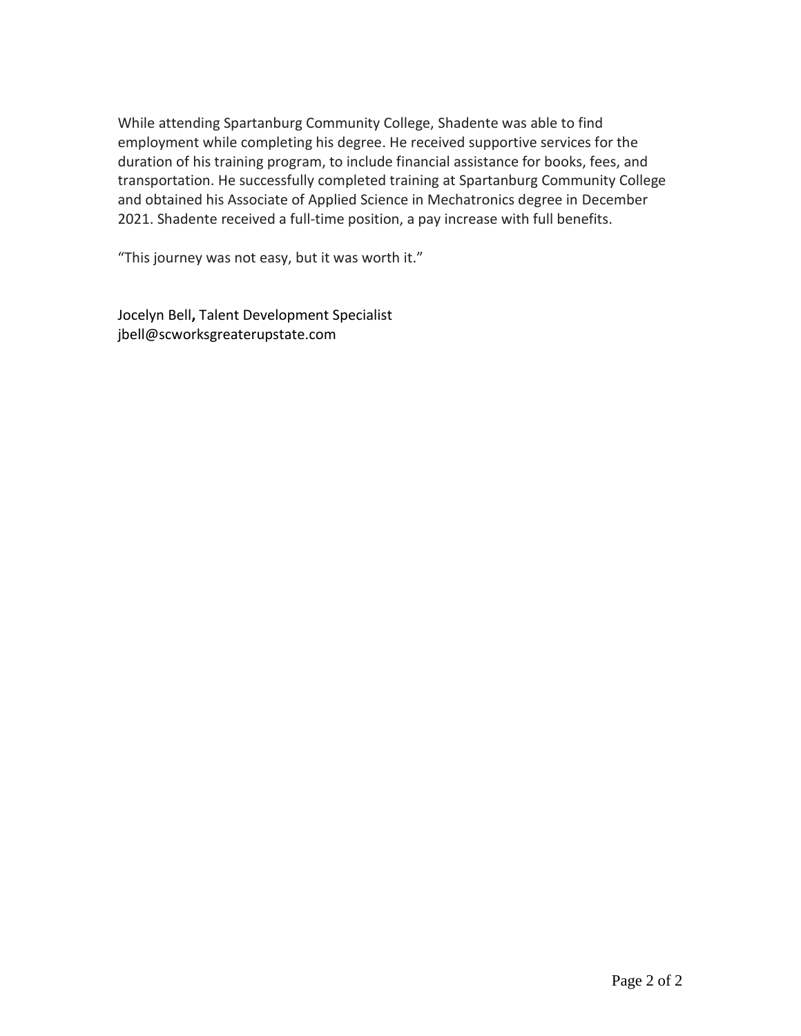While attending Spartanburg Community College, Shadente was able to find employment while completing his degree. He received supportive services for the duration of his training program, to include financial assistance for books, fees, and transportation. He successfully completed training at Spartanburg Community College and obtained his Associate of Applied Science in Mechatronics degree in December 2021. Shadente received a full-time position, a pay increase with full benefits.

“This journey was not easy, but it was worth it.”

Jocelyn Bell**,** Talent Development Specialist
jbell@scworksgreaterupstate.com